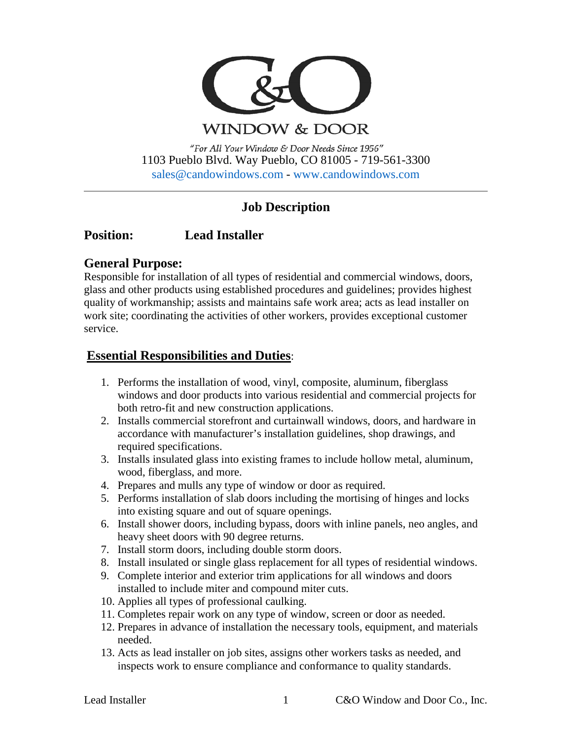# C&O WINDOW & DOOR

*"For All Your Window & Door Needs Since 1956"*
1103 Pueblo Blvd. Way Pueblo, CO 81005 - 719-561-3300
sales@candowindows.com - www.candowindows.com

---

## Job Description

**Position: Lead Installer**

### General Purpose:

Responsible for installation of all types of residential and commercial windows, doors, glass and other products using established procedures and guidelines; provides highest quality of workmanship; assists and maintains safe work area; acts as lead installer on work site; coordinating the activities of other workers, provides exceptional customer service.

### Essential Responsibilities and Duties:

1. Performs the installation of wood, vinyl, composite, aluminum, fiberglass windows and door products into various residential and commercial projects for both retro-fit and new construction applications.
2. Installs commercial storefront and curtainwall windows, doors, and hardware in accordance with manufacturer's installation guidelines, shop drawings, and required specifications.
3. Installs insulated glass into existing frames to include hollow metal, aluminum, wood, fiberglass, and more.
4. Prepares and mulls any type of window or door as required.
5. Performs installation of slab doors including the mortising of hinges and locks into existing square and out of square openings.
6. Install shower doors, including bypass, doors with inline panels, neo angles, and heavy sheet doors with 90 degree returns.
7. Install storm doors, including double storm doors.
8. Install insulated or single glass replacement for all types of residential windows.
9. Complete interior and exterior trim applications for all windows and doors installed to include miter and compound miter cuts.
10. Applies all types of professional caulking.
11. Completes repair work on any type of window, screen or door as needed.
12. Prepares in advance of installation the necessary tools, equipment, and materials needed.
13. Acts as lead installer on job sites, assigns other workers tasks as needed, and inspects work to ensure compliance and conformance to quality standards.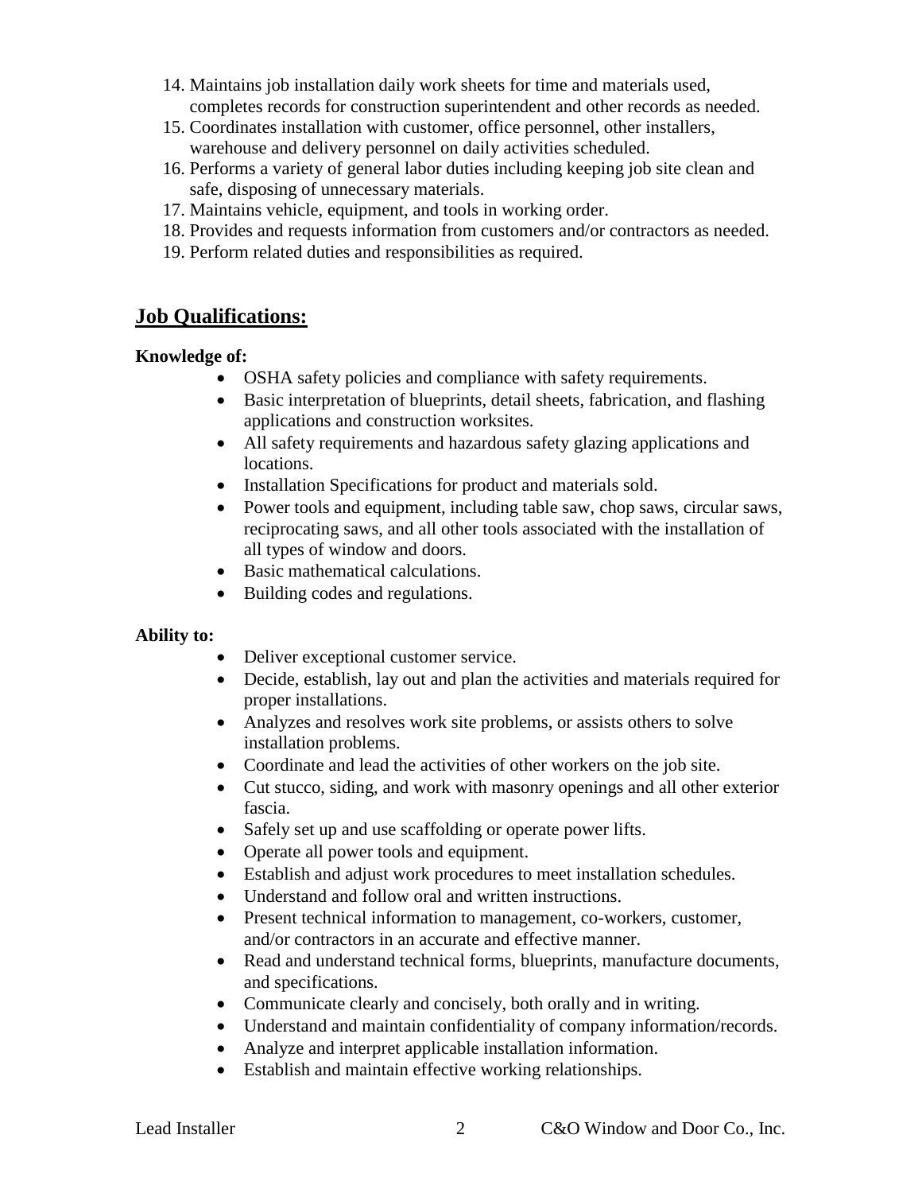14. Maintains job installation daily work sheets for time and materials used, completes records for construction superintendent and other records as needed.
15. Coordinates installation with customer, office personnel, other installers, warehouse and delivery personnel on daily activities scheduled.
16. Performs a variety of general labor duties including keeping job site clean and safe, disposing of unnecessary materials.
17. Maintains vehicle, equipment, and tools in working order.
18. Provides and requests information from customers and/or contractors as needed.
19. Perform related duties and responsibilities as required.

## Job Qualifications:

**Knowledge of:**

- OSHA safety policies and compliance with safety requirements.
- Basic interpretation of blueprints, detail sheets, fabrication, and flashing applications and construction worksites.
- All safety requirements and hazardous safety glazing applications and locations.
- Installation Specifications for product and materials sold.
- Power tools and equipment, including table saw, chop saws, circular saws, reciprocating saws, and all other tools associated with the installation of all types of window and doors.
- Basic mathematical calculations.
- Building codes and regulations.

**Ability to:**

- Deliver exceptional customer service.
- Decide, establish, lay out and plan the activities and materials required for proper installations.
- Analyzes and resolves work site problems, or assists others to solve installation problems.
- Coordinate and lead the activities of other workers on the job site.
- Cut stucco, siding, and work with masonry openings and all other exterior fascia.
- Safely set up and use scaffolding or operate power lifts.
- Operate all power tools and equipment.
- Establish and adjust work procedures to meet installation schedules.
- Understand and follow oral and written instructions.
- Present technical information to management, co-workers, customer, and/or contractors in an accurate and effective manner.
- Read and understand technical forms, blueprints, manufacture documents, and specifications.
- Communicate clearly and concisely, both orally and in writing.
- Understand and maintain confidentiality of company information/records.
- Analyze and interpret applicable installation information.
- Establish and maintain effective working relationships.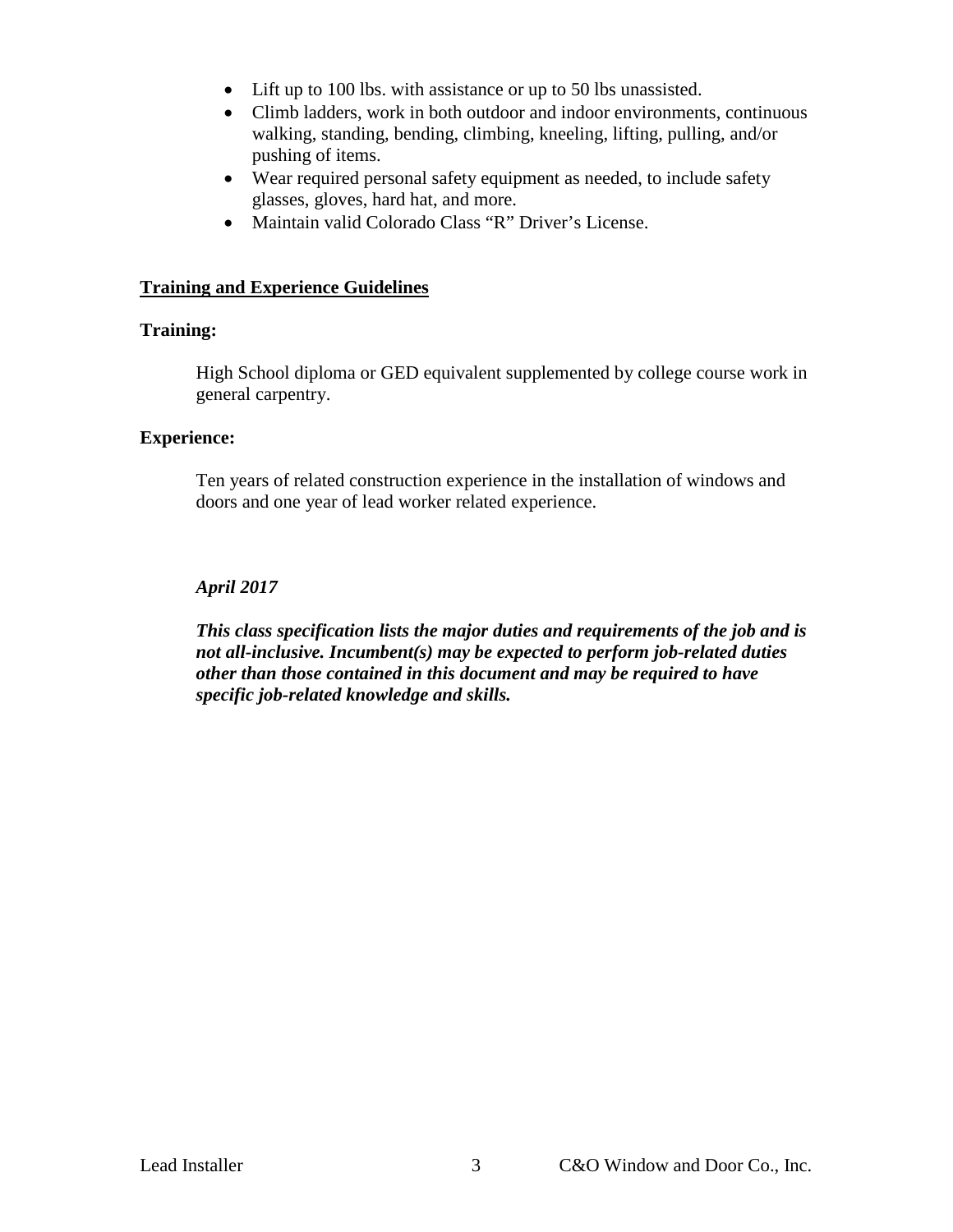- Lift up to 100 lbs. with assistance or up to 50 lbs unassisted.
- Climb ladders, work in both outdoor and indoor environments, continuous walking, standing, bending, climbing, kneeling, lifting, pulling, and/or pushing of items.
- Wear required personal safety equipment as needed, to include safety glasses, gloves, hard hat, and more.
- Maintain valid Colorado Class "R" Driver's License.

## Training and Experience Guidelines

**Training:**

High School diploma or GED equivalent supplemented by college course work in general carpentry.

**Experience:**

Ten years of related construction experience in the installation of windows and doors and one year of lead worker related experience.

***April 2017***

***This class specification lists the major duties and requirements of the job and is not all-inclusive. Incumbent(s) may be expected to perform job-related duties other than those contained in this document and may be required to have specific job-related knowledge and skills.***